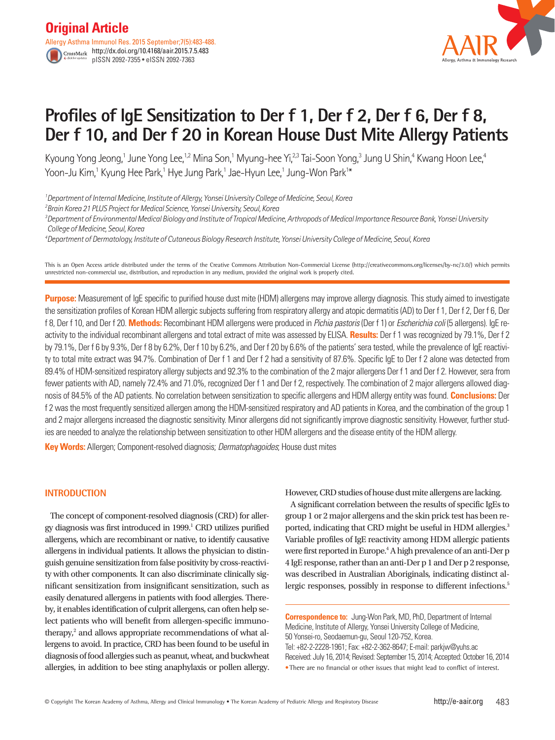Original Article

# Profiles of IgE Sensitization to Der f 1, Der f 2, Der f 6, Der f 8, Der f 10, and Der f 20 in Korean House Dust Mite Allergy Patients

Kyoung Yong Jeong,[1] June Yong Lee,[1,2] Mina Son,[1] Myung-hee Yi,[2,3] Tai-Soon Yong,[3] Jung U Shin,[4] Kwang Hoon Lee,[4] Yoon-Ju Kim,[1] Kyung Hee Park,[1] Hye Jung Park,[1] Jae-Hyun Lee,[1] Jung-Won Park[1]*

[1]*Department of Internal Medicine, Institute of Allergy, Yonsei University College of Medicine, Seoul, Korea*
[2]*Brain Korea 21 PLUS Project for Medical Science, Yonsei University, Seoul, Korea*
[3]*Department of Environmental Medical Biology and Institute of Tropical Medicine, Arthropods of Medical Importance Resource Bank, Yonsei University College of Medicine, Seoul, Korea*
[4]*Department of Dermatology, Institute of Cutaneous Biology Research Institute, Yonsei University College of Medicine, Seoul, Korea*

This is an Open Access article distributed under the terms of the Creative Commons Attribution Non-Commercial License (http://creativecommons.org/licenses/by-nc/3.0/) which permits unrestricted non-commercial use, distribution, and reproduction in any medium, provided the original work is properly cited.

**Purpose:** Measurement of IgE specific to purified house dust mite (HDM) allergens may improve allergy diagnosis. This study aimed to investigate the sensitization profiles of Korean HDM allergic subjects suffering from respiratory allergy and atopic dermatitis (AD) to Der f 1, Der f 2, Der f 6, Der f 8, Der f 10, and Der f 20. **Methods:** Recombinant HDM allergens were produced in *Pichia pastoris* (Der f 1) or *Escherichia coli* (5 allergens). IgE reactivity to the individual recombinant allergens and total extract of mite was assessed by ELISA. **Results:** Der f 1 was recognized by 79.1%, Der f 2 by 79.1%, Der f 6 by 9.3%, Der f 8 by 6.2%, Der f 10 by 6.2%, and Der f 20 by 6.6% of the patients' sera tested, while the prevalence of IgE reactivity to total mite extract was 94.7%. Combination of Der f 1 and Der f 2 had a sensitivity of 87.6%. Specific IgE to Der f 2 alone was detected from 89.4% of HDM-sensitized respiratory allergy subjects and 92.3% to the combination of the 2 major allergens Der f 1 and Der f 2. However, sera from fewer patients with AD, namely 72.4% and 71.0%, recognized Der f 1 and Der f 2, respectively. The combination of 2 major allergens allowed diagnosis of 84.5% of the AD patients. No correlation between sensitization to specific allergens and HDM allergy entity was found. **Conclusions:** Der f 2 was the most frequently sensitized allergen among the HDM-sensitized respiratory and AD patients in Korea, and the combination of the group 1 and 2 major allergens increased the diagnostic sensitivity. Minor allergens did not significantly improve diagnostic sensitivity. However, further studies are needed to analyze the relationship between sensitization to other HDM allergens and the disease entity of the HDM allergy.

**Key Words:** Allergen; Component-resolved diagnosis; *Dermatophagoides*; House dust mites

## INTRODUCTION

The concept of component-resolved diagnosis (CRD) for allergy diagnosis was first introduced in 1999.[1] CRD utilizes purified allergens, which are recombinant or native, to identify causative allergens in individual patients. It allows the physician to distinguish genuine sensitization from false positivity by cross-reactivity with other components. It can also discriminate clinically significant sensitization from insignificant sensitization, such as easily denatured allergens in patients with food allergies. Thereby, it enables identification of culprit allergens, can often help select patients who will benefit from allergen-specific immunotherapy,[2] and allows appropriate recommendations of what allergens to avoid. In practice, CRD has been found to be useful in diagnosis of food allergies such as peanut, wheat, and buckwheat allergies, in addition to bee sting anaphylaxis or pollen allergy. However, CRD studies of house dust mite allergens are lacking.

A significant correlation between the results of specific IgEs to group 1 or 2 major allergens and the skin prick test has been reported, indicating that CRD might be useful in HDM allergies.[3] Variable profiles of IgE reactivity among HDM allergic patients were first reported in Europe.[4] A high prevalence of an anti-Der p 4 IgE response, rather than an anti-Der p 1 and Der p 2 response, was described in Australian Aboriginals, indicating distinct allergic responses, possibly in response to different infections.[5]

**Correspondence to:** Jung-Won Park, MD, PhD, Department of Internal Medicine, Institute of Allergy, Yonsei University College of Medicine, 50 Yonsei-ro, Seodaemun-gu, Seoul 120-752, Korea.
Tel: +82-2-2228-1961; Fax: +82-2-362-8647; E-mail: parkjw@yuhs.ac
Received: July 16, 2014; Revised: September 15, 2014; Accepted: October 16, 2014
• There are no financial or other issues that might lead to conflict of interest.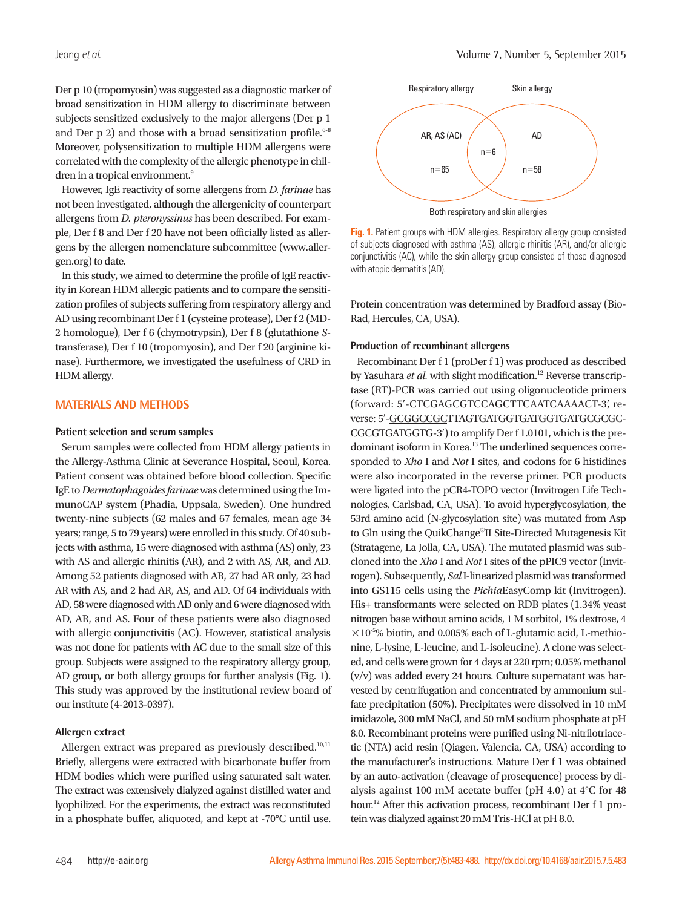Der p 10 (tropomyosin) was suggested as a diagnostic marker of broad sensitization in HDM allergy to discriminate between subjects sensitized exclusively to the major allergens (Der p 1 and Der p 2) and those with a broad sensitization profile.[6-8] Moreover, polysensitization to multiple HDM allergens were correlated with the complexity of the allergic phenotype in children in a tropical environment.[9]

However, IgE reactivity of some allergens from *D. farinae* has not been investigated, although the allergenicity of counterpart allergens from *D. pteronyssinus* has been described. For example, Der f 8 and Der f 20 have not been officially listed as allergens by the allergen nomenclature subcommittee (www.allergen.org) to date.

In this study, we aimed to determine the profile of IgE reactivity in Korean HDM allergic patients and to compare the sensitization profiles of subjects suffering from respiratory allergy and AD using recombinant Der f 1 (cysteine protease), Der f 2 (MD-2 homologue), Der f 6 (chymotrypsin), Der f 8 (glutathione *S*-transferase), Der f 10 (tropomyosin), and Der f 20 (arginine kinase). Furthermore, we investigated the usefulness of CRD in HDM allergy.

## MATERIALS AND METHODS

### Patient selection and serum samples

Serum samples were collected from HDM allergy patients in the Allergy-Asthma Clinic at Severance Hospital, Seoul, Korea. Patient consent was obtained before blood collection. Specific IgE to *Dermatophagoides farinae* was determined using the ImmunoCAP system (Phadia, Uppsala, Sweden). One hundred twenty-nine subjects (62 males and 67 females, mean age 34 years; range, 5 to 79 years) were enrolled in this study. Of 40 subjects with asthma, 15 were diagnosed with asthma (AS) only, 23 with AS and allergic rhinitis (AR), and 2 with AS, AR, and AD. Among 52 patients diagnosed with AR, 27 had AR only, 23 had AR with AS, and 2 had AR, AS, and AD. Of 64 individuals with AD, 58 were diagnosed with AD only and 6 were diagnosed with AD, AR, and AS. Four of these patients were also diagnosed with allergic conjunctivitis (AC). However, statistical analysis was not done for patients with AC due to the small size of this group. Subjects were assigned to the respiratory allergy group, AD group, or both allergy groups for further analysis (Fig. 1). This study was approved by the institutional review board of our institute (4-2013-0397).

### Allergen extract

Allergen extract was prepared as previously described.[10,11] Briefly, allergens were extracted with bicarbonate buffer from HDM bodies which were purified using saturated salt water. The extract was extensively dialyzed against distilled water and lyophilized. For the experiments, the extract was reconstituted in a phosphate buffer, aliquoted, and kept at -70°C until use.

Respiratory allergy | Skin allergy

AR, AS (AC) n=65 | n=6 | AD n=58

Both respiratory and skin allergies

**Fig. 1.** Patient groups with HDM allergies. Respiratory allergy group consisted of subjects diagnosed with asthma (AS), allergic rhinitis (AR), and/or allergic conjunctivitis (AC), while the skin allergy group consisted of those diagnosed with atopic dermatitis (AD).

Protein concentration was determined by Bradford assay (Bio-Rad, Hercules, CA, USA).

### Production of recombinant allergens

Recombinant Der f 1 (proDer f 1) was produced as described by Yasuhara *et al.* with slight modification.[12] Reverse transcriptase (RT)-PCR was carried out using oligonucleotide primers (forward: 5'-CTCGAGCGTCCAGCTTCAATCAAAACT-3', reverse: 5'-GCGGCCGCTTAGTGATGGTGATGGTGATGCGCGCCGCGTGATGGTG-3') to amplify Der f 1.0101, which is the predominant isoform in Korea.[13] The underlined sequences corresponded to *Xho* I and *Not* I sites, and codons for 6 histidines were also incorporated in the reverse primer. PCR products were ligated into the pCR4-TOPO vector (Invitrogen Life Technologies, Carlsbad, CA, USA). To avoid hyperglycosylation, the 53rd amino acid (N-glycosylation site) was mutated from Asp to Gln using the QuikChange®II Site-Directed Mutagenesis Kit (Stratagene, La Jolla, CA, USA). The mutated plasmid was subcloned into the *Xho* I and *Not* I sites of the pPIC9 vector (Invitrogen). Subsequently, *Sal* I-linearized plasmid was transformed into GS115 cells using the *Pichia*EasyComp kit (Invitrogen). His+ transformants were selected on RDB plates (1.34% yeast nitrogen base without amino acids, 1 M sorbitol, 1% dextrose, 4 $\times 10^{-5}$% biotin, and 0.005% each of L-glutamic acid, L-methionine, L-lysine, L-leucine, and L-isoleucine). A clone was selected, and cells were grown for 4 days at 220 rpm; 0.05% methanol (v/v) was added every 24 hours. Culture supernatant was harvested by centrifugation and concentrated by ammonium sulfate precipitation (50%). Precipitates were dissolved in 10 mM imidazole, 300 mM NaCl, and 50 mM sodium phosphate at pH 8.0. Recombinant proteins were purified using Ni-nitrilotriacetic (NTA) acid resin (Qiagen, Valencia, CA, USA) according to the manufacturer's instructions. Mature Der f 1 was obtained by an auto-activation (cleavage of prosequence) process by dialysis against 100 mM acetate buffer (pH 4.0) at 4°C for 48 hour.[12] After this activation process, recombinant Der f 1 protein was dialyzed against 20 mM Tris-HCl at pH 8.0.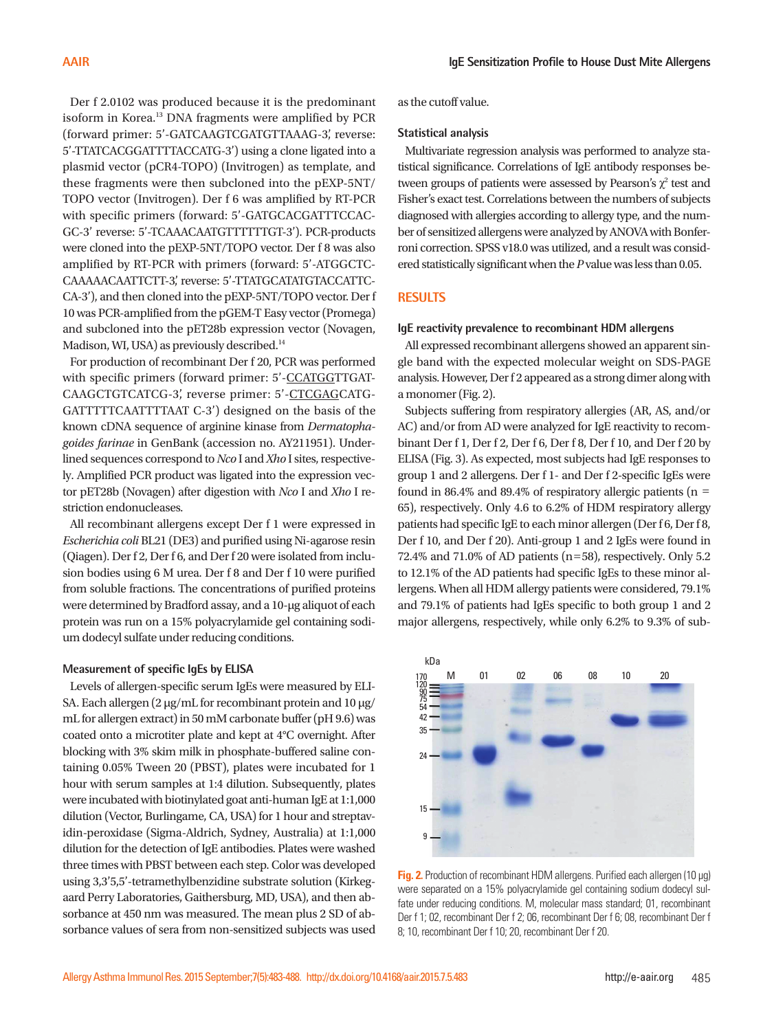Der f 2.0102 was produced because it is the predominant isoform in Korea.[13] DNA fragments were amplified by PCR (forward primer: 5'-GATCAAGTCGATGTTAAAG-3', reverse: 5'-TTATCACGGATTTTACCATG-3') using a clone ligated into a plasmid vector (pCR4-TOPO) (Invitrogen) as template, and these fragments were then subcloned into the pEXP-5NT/TOPO vector (Invitrogen). Der f 6 was amplified by RT-PCR with specific primers (forward: 5'-GATGCACGATTTCCACGC-3' reverse: 5'-TCAAACAATGTTTTTTGT-3'). PCR-products were cloned into the pEXP-5NT/TOPO vector. Der f 8 was also amplified by RT-PCR with primers (forward: 5'-ATGGCTCCAAAAACAATTCTT-3', reverse: 5'-TTATGCATATGTACCATTCCA-3'), and then cloned into the pEXP-5NT/TOPO vector. Der f 10 was PCR-amplified from the pGEM-T Easy vector (Promega) and subcloned into the pET28b expression vector (Novagen, Madison, WI, USA) as previously described.[14]

For production of recombinant Der f 20, PCR was performed with specific primers (forward primer: 5'-CCATGGTTGATCAAGCTGTCATCG-3', reverse primer: 5'-CTCGAGCATGGATTTTTCAATTTTAAT C-3') designed on the basis of the known cDNA sequence of arginine kinase from *Dermatophagoides farinae* in GenBank (accession no. AY211951). Underlined sequences correspond to *Nco* I and *Xho* I sites, respectively. Amplified PCR product was ligated into the expression vector pET28b (Novagen) after digestion with *Nco* I and *Xho* I restriction endonucleases.

All recombinant allergens except Der f 1 were expressed in *Escherichia coli* BL21 (DE3) and purified using Ni-agarose resin (Qiagen). Der f 2, Der f 6, and Der f 20 were isolated from inclusion bodies using 6 M urea. Der f 8 and Der f 10 were purified from soluble fractions. The concentrations of purified proteins were determined by Bradford assay, and a 10-μg aliquot of each protein was run on a 15% polyacrylamide gel containing sodium dodecyl sulfate under reducing conditions.

### Measurement of specific IgEs by ELISA

Levels of allergen-specific serum IgEs were measured by ELISA. Each allergen (2 μg/mL for recombinant protein and 10 μg/mL for allergen extract) in 50 mM carbonate buffer (pH 9.6) was coated onto a microtiter plate and kept at 4°C overnight. After blocking with 3% skim milk in phosphate-buffered saline containing 0.05% Tween 20 (PBST), plates were incubated for 1 hour with serum samples at 1:4 dilution. Subsequently, plates were incubated with biotinylated goat anti-human IgE at 1:1,000 dilution (Vector, Burlingame, CA, USA) for 1 hour and streptavidin-peroxidase (Sigma-Aldrich, Sydney, Australia) at 1:1,000 dilution for the detection of IgE antibodies. Plates were washed three times with PBST between each step. Color was developed using 3,3'5,5'-tetramethylbenzidine substrate solution (Kirkegaard Perry Laboratories, Gaithersburg, MD, USA), and then absorbance at 450 nm was measured. The mean plus 2 SD of absorbance values of sera from non-sensitized subjects was used as the cutoff value.

### Statistical analysis

Multivariate regression analysis was performed to analyze statistical significance. Correlations of IgE antibody responses between groups of patients were assessed by Pearson's $\chi^2$ test and Fisher's exact test. Correlations between the numbers of subjects diagnosed with allergies according to allergy type, and the number of sensitized allergens were analyzed by ANOVA with Bonferroni correction. SPSS v18.0 was utilized, and a result was considered statistically significant when the *P* value was less than 0.05.

## RESULTS

### IgE reactivity prevalence to recombinant HDM allergens

All expressed recombinant allergens showed an apparent single band with the expected molecular weight on SDS-PAGE analysis. However, Der f 2 appeared as a strong dimer along with a monomer (Fig. 2).

Subjects suffering from respiratory allergies (AR, AS, and/or AC) and/or from AD were analyzed for IgE reactivity to recombinant Der f 1, Der f 2, Der f 6, Der f 8, Der f 10, and Der f 20 by ELISA (Fig. 3). As expected, most subjects had IgE responses to group 1 and 2 allergens. Der f 1- and Der f 2-specific IgEs were found in 86.4% and 89.4% of respiratory allergic patients (n = 65), respectively. Only 4.6 to 6.2% of HDM respiratory allergy patients had specific IgE to each minor allergen (Der f 6, Der f 8, Der f 10, and Der f 20). Anti-group 1 and 2 IgEs were found in 72.4% and 71.0% of AD patients (n=58), respectively. Only 5.2 to 12.1% of the AD patients had specific IgEs to these minor allergens. When all HDM allergy patients were considered, 79.1% and 79.1% of patients had IgEs specific to both group 1 and 2 major allergens, respectively, while only 6.2% to 9.3% of sub-

**Fig. 2.** Production of recombinant HDM allergens. Purified each allergen (10 μg) were separated on a 15% polyacrylamide gel containing sodium dodecyl sulfate under reducing conditions. M, molecular mass standard; 01, recombinant Der f 1; 02, recombinant Der f 2; 06, recombinant Der f 6; 08, recombinant Der f 8; 10, recombinant Der f 10; 20, recombinant Der f 20.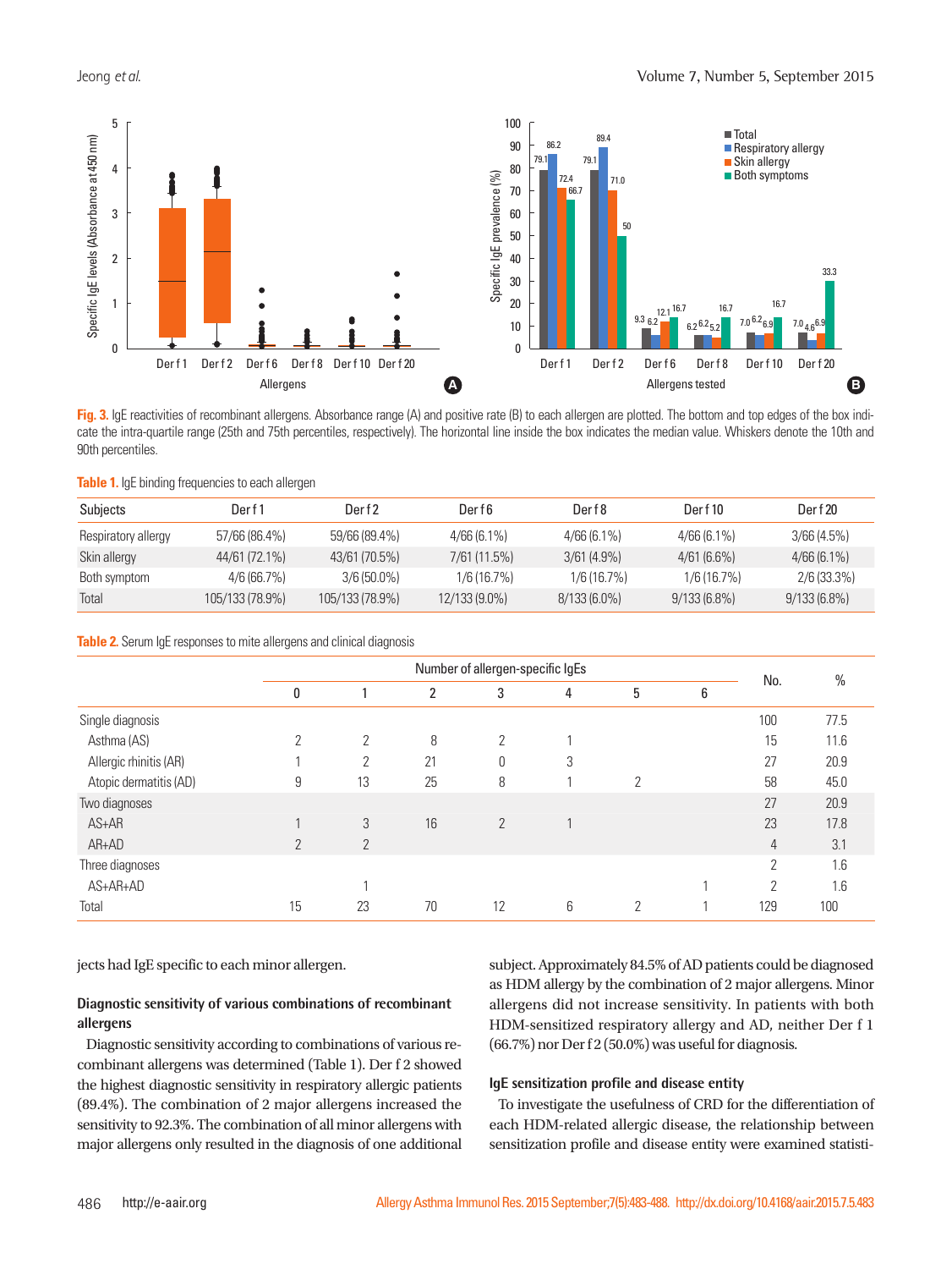Fig. 3. IgE reactivities of recombinant allergens. Absorbance range (A) and positive rate (B) to each allergen are plotted. The bottom and top edges of the box indicate the intra-quartile range (25th and 75th percentiles, respectively). The horizontal line inside the box indicates the median value. Whiskers denote the 10th and 90th percentiles.

Table 1. IgE binding frequencies to each allergen

| Subjects | Der f 1 | Der f 2 | Der f 6 | Der f 8 | Der f 10 | Der f 20 |
|---|---|---|---|---|---|---|
| Respiratory allergy | 57/66 (86.4%) | 59/66 (89.4%) | 4/66 (6.1%) | 4/66 (6.1%) | 4/66 (6.1%) | 3/66 (4.5%) |
| Skin allergy | 44/61 (72.1%) | 43/61 (70.5%) | 7/61 (11.5%) | 3/61 (4.9%) | 4/61 (6.6%) | 4/66 (6.1%) |
| Both symptom | 4/6 (66.7%) | 3/6 (50.0%) | 1/6 (16.7%) | 1/6 (16.7%) | 1/6 (16.7%) | 2/6 (33.3%) |
| Total | 105/133 (78.9%) | 105/133 (78.9%) | 12/133 (9.0%) | 8/133 (6.0%) | 9/133 (6.8%) | 9/133 (6.8%) |

Table 2. Serum IgE responses to mite allergens and clinical diagnosis

| | Number of allergen-specific IgEs | | | | | | | No. | % |
|---|---|---|---|---|---|---|---|---|---|
| | 0 | 1 | 2 | 3 | 4 | 5 | 6 | | |
| Single diagnosis | | | | | | | | 100 | 77.5 |
| Asthma (AS) | 2 | 2 | 8 | 2 | 1 | | | 15 | 11.6 |
| Allergic rhinitis (AR) | 1 | 2 | 21 | 0 | 3 | | | 27 | 20.9 |
| Atopic dermatitis (AD) | 9 | 13 | 25 | 8 | 1 | 2 | | 58 | 45.0 |
| Two diagnoses | | | | | | | | 27 | 20.9 |
| AS+AR | 1 | 3 | 16 | 2 | 1 | | | 23 | 17.8 |
| AR+AD | 2 | 2 | | | | | | 4 | 3.1 |
| Three diagnoses | | | | | | | | 2 | 1.6 |
| AS+AR+AD | | 1 | | | | | 1 | 2 | 1.6 |
| Total | 15 | 23 | 70 | 12 | 6 | 2 | 1 | 129 | 100 |

jects had IgE specific to each minor allergen.

### Diagnostic sensitivity of various combinations of recombinant allergens

Diagnostic sensitivity according to combinations of various recombinant allergens was determined (Table 1). Der f 2 showed the highest diagnostic sensitivity in respiratory allergic patients (89.4%). The combination of 2 major allergens increased the sensitivity to 92.3%. The combination of all minor allergens with major allergens only resulted in the diagnosis of one additional subject. Approximately 84.5% of AD patients could be diagnosed as HDM allergy by the combination of 2 major allergens. Minor allergens did not increase sensitivity. In patients with both HDM-sensitized respiratory allergy and AD, neither Der f 1 (66.7%) nor Der f 2 (50.0%) was useful for diagnosis.

### IgE sensitization profile and disease entity

To investigate the usefulness of CRD for the differentiation of each HDM-related allergic disease, the relationship between sensitization profile and disease entity were examined statisti-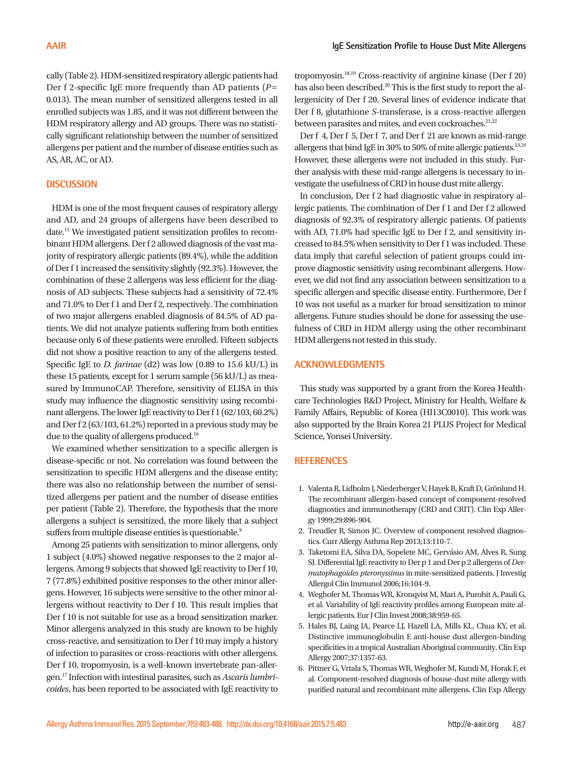cally (Table 2). HDM-sensitized respiratory allergic patients had Der f 2-specific IgE more frequently than AD patients ($P$=0.013). The mean number of sensitized allergens tested in all enrolled subjects was 1.85, and it was not different between the HDM respiratory allergy and AD groups. There was no statistically significant relationship between the number of sensitized allergens per patient and the number of disease entities such as AS, AR, AC, or AD.

## DISCUSSION

HDM is one of the most frequent causes of respiratory allergy and AD, and 24 groups of allergens have been described to date.[15] We investigated patient sensitization profiles to recombinant HDM allergens. Der f 2 allowed diagnosis of the vast majority of respiratory allergic patients (89.4%), while the addition of Der f 1 increased the sensitivity slightly (92.3%). However, the combination of these 2 allergens was less efficient for the diagnosis of AD subjects. These subjects had a sensitivity of 72.4% and 71.0% to Der f 1 and Der f 2, respectively. The combination of two major allergens enabled diagnosis of 84.5% of AD patients. We did not analyze patients suffering from both entities because only 6 of these patients were enrolled. Fifteen subjects did not show a positive reaction to any of the allergens tested. Specific IgE to *D. farinae* (d2) was low (0.89 to 15.6 kU/L) in these 15 patients, except for 1 serum sample (56 kU/L) as measured by ImmunoCAP. Therefore, sensitivity of ELISA in this study may influence the diagnostic sensitivity using recombinant allergens. The lower IgE reactivity to Der f 1 (62/103, 60.2%) and Der f 2 (63/103, 61.2%) reported in a previous study may be due to the quality of allergens produced.[16]

We examined whether sensitization to a specific allergen is disease-specific or not. No correlation was found between the sensitization to specific HDM allergens and the disease entity; there was also no relationship between the number of sensitized allergens per patient and the number of disease entities per patient (Table 2). Therefore, the hypothesis that the more allergens a subject is sensitized, the more likely that a subject suffers from multiple disease entities is questionable.[9]

Among 25 patients with sensitization to minor allergens, only 1 subject (4.0%) showed negative responses to the 2 major allergens. Among 9 subjects that showed IgE reactivity to Der f 10, 7 (77.8%) exhibited positive responses to the other minor allergens. However, 16 subjects were sensitive to the other minor allergens without reactivity to Der f 10. This result implies that Der f 10 is not suitable for use as a broad sensitization marker. Minor allergens analyzed in this study are known to be highly cross-reactive, and sensitization to Der f 10 may imply a history of infection to parasites or cross-reactions with other allergens. Der f 10, tropomyosin, is a well-known invertebrate pan-allergen.[17] Infection with intestinal parasites, such as *Ascaris lumbricoides*, has been reported to be associated with IgE reactivity to tropomyosin.[18,19] Cross-reactivity of arginine kinase (Der f 20) has also been described.[20] This is the first study to report the allergenicity of Der f 20. Several lines of evidence indicate that Der f 8, glutathione *S*-transferase, is a cross-reactive allergen between parasites and mites, and even cockroaches.[21,22]

Der f 4, Der f 5, Der f 7, and Der f 21 are known as mid-range allergens that bind IgE in 30% to 50% of mite allergic patients.[23,24] However, these allergens were not included in this study. Further analysis with these mid-range allergens is necessary to investigate the usefulness of CRD in house dust mite allergy.

In conclusion, Der f 2 had diagnostic value in respiratory allergic patients. The combination of Der f 1 and Der f 2 allowed diagnosis of 92.3% of respiratory allergic patients. Of patients with AD, 71.0% had specific IgE to Der f 2, and sensitivity increased to 84.5% when sensitivity to Der f 1 was included. These data imply that careful selection of patient groups could improve diagnostic sensitivity using recombinant allergens. However, we did not find any association between sensitization to a specific allergen and specific disease entity. Furthermore, Der f 10 was not useful as a marker for broad sensitization to minor allergens. Future studies should be done for assessing the usefulness of CRD in HDM allergy using the other recombinant HDM allergens not tested in this study.

## ACKNOWLEDGMENTS

This study was supported by a grant from the Korea Healthcare Technologies R&D Project, Ministry for Health, Welfare & Family Affairs, Republic of Korea (HI13C0010). This work was also supported by the Brain Korea 21 PLUS Project for Medical Science, Yonsei University.

## REFERENCES

1. Valenta R, Lidholm J, Niederberger V, Hayek B, Kraft D, Grönlund H. The recombinant allergen-based concept of component-resolved diagnostics and immunotherapy (CRD and CRIT). Clin Exp Allergy 1999;29:896-904.
2. Treudler R, Simon JC. Overview of component resolved diagnostics. Curr Allergy Asthma Rep 2013;13:110-7.
3. Taketomi EA, Silva DA, Sopelete MC, Gervásio AM, Alves R, Sung SJ. Differential IgE reactivity to Der p 1 and Der p 2 allergens of *Dermatophagoides pteronyssinus* in mite-sensitized patients. J Investig Allergol Clin Immunol 2006;16:104-9.
4. Weghofer M, Thomas WR, Kronqvist M, Mari A, Purohit A, Pauli G, et al. Variability of IgE reactivity profiles among European mite allergic patients. Eur J Clin Invest 2008;38:959-65.
5. Hales BJ, Laing IA, Pearce LJ, Hazell LA, Mills KL, Chua KY, et al. Distinctive immunoglobulin E anti-house dust allergen-binding specificities in a tropical Australian Aboriginal community. Clin Exp Allergy 2007;37:1357-63.
6. Pittner G, Vrtala S, Thomas WR, Weghofer M, Kundi M, Horak F, et al. Component-resolved diagnosis of house-dust mite allergy with purified natural and recombinant mite allergens. Clin Exp Allergy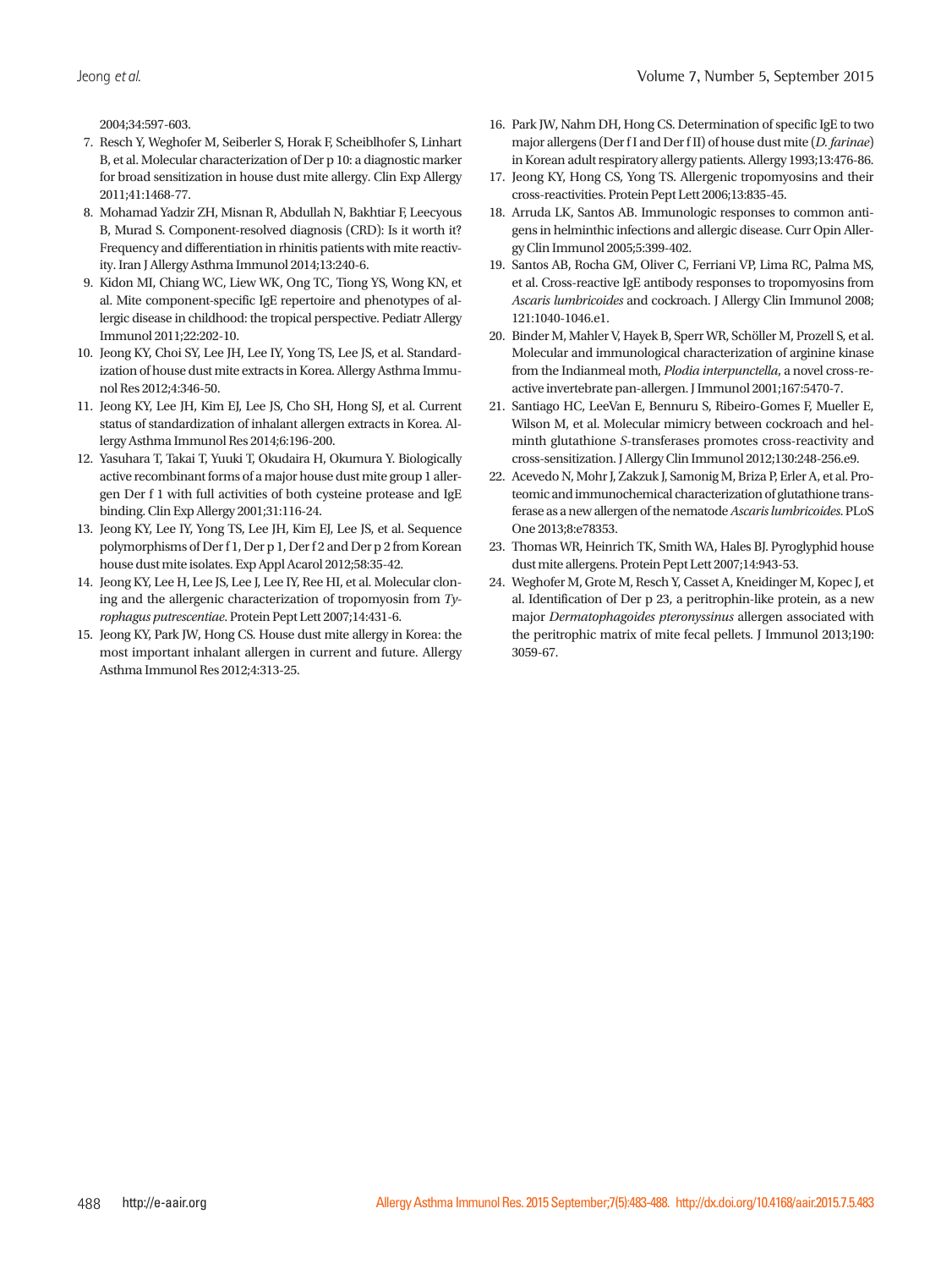2004;34:597-603.

7. Resch Y, Weghofer M, Seiberler S, Horak F, Scheiblhofer S, Linhart B, et al. Molecular characterization of Der p 10: a diagnostic marker for broad sensitization in house dust mite allergy. Clin Exp Allergy 2011;41:1468-77.
8. Mohamad Yadzir ZH, Misnan R, Abdullah N, Bakhtiar F, Leecyous B, Murad S. Component-resolved diagnosis (CRD): Is it worth it? Frequency and differentiation in rhinitis patients with mite reactivity. Iran J Allergy Asthma Immunol 2014;13:240-6.
9. Kidon MI, Chiang WC, Liew WK, Ong TC, Tiong YS, Wong KN, et al. Mite component-specific IgE repertoire and phenotypes of allergic disease in childhood: the tropical perspective. Pediatr Allergy Immunol 2011;22:202-10.
10. Jeong KY, Choi SY, Lee JH, Lee IY, Yong TS, Lee JS, et al. Standardization of house dust mite extracts in Korea. Allergy Asthma Immunol Res 2012;4:346-50.
11. Jeong KY, Lee JH, Kim EJ, Lee JS, Cho SH, Hong SJ, et al. Current status of standardization of inhalant allergen extracts in Korea. Allergy Asthma Immunol Res 2014;6:196-200.
12. Yasuhara T, Takai T, Yuuki T, Okudaira H, Okumura Y. Biologically active recombinant forms of a major house dust mite group 1 allergen Der f 1 with full activities of both cysteine protease and IgE binding. Clin Exp Allergy 2001;31:116-24.
13. Jeong KY, Lee IY, Yong TS, Lee JH, Kim EJ, Lee JS, et al. Sequence polymorphisms of Der f 1, Der p 1, Der f 2 and Der p 2 from Korean house dust mite isolates. Exp Appl Acarol 2012;58:35-42.
14. Jeong KY, Lee H, Lee JS, Lee J, Lee IY, Ree HI, et al. Molecular cloning and the allergenic characterization of tropomyosin from *Tyrophagus putrescentiae*. Protein Pept Lett 2007;14:431-6.
15. Jeong KY, Park JW, Hong CS. House dust mite allergy in Korea: the most important inhalant allergen in current and future. Allergy Asthma Immunol Res 2012;4:313-25.
16. Park JW, Nahm DH, Hong CS. Determination of specific IgE to two major allergens (Der f I and Der f II) of house dust mite (*D. farinae*) in Korean adult respiratory allergy patients. Allergy 1993;13:476-86.
17. Jeong KY, Hong CS, Yong TS. Allergenic tropomyosins and their cross-reactivities. Protein Pept Lett 2006;13:835-45.
18. Arruda LK, Santos AB. Immunologic responses to common antigens in helminthic infections and allergic disease. Curr Opin Allergy Clin Immunol 2005;5:399-402.
19. Santos AB, Rocha GM, Oliver C, Ferriani VP, Lima RC, Palma MS, et al. Cross-reactive IgE antibody responses to tropomyosins from *Ascaris lumbricoides* and cockroach. J Allergy Clin Immunol 2008; 121:1040-1046.e1.
20. Binder M, Mahler V, Hayek B, Sperr WR, Schöller M, Prozell S, et al. Molecular and immunological characterization of arginine kinase from the Indianmeal moth, *Plodia interpunctella*, a novel cross-reactive invertebrate pan-allergen. J Immunol 2001;167:5470-7.
21. Santiago HC, LeeVan E, Bennuru S, Ribeiro-Gomes F, Mueller E, Wilson M, et al. Molecular mimicry between cockroach and helminth glutathione *S*-transferases promotes cross-reactivity and cross-sensitization. J Allergy Clin Immunol 2012;130:248-256.e9.
22. Acevedo N, Mohr J, Zakzuk J, Samonig M, Briza P, Erler A, et al. Proteomic and immunochemical characterization of glutathione transferase as a new allergen of the nematode *Ascaris lumbricoides*. PLoS One 2013;8:e78353.
23. Thomas WR, Heinrich TK, Smith WA, Hales BJ. Pyroglyphid house dust mite allergens. Protein Pept Lett 2007;14:943-53.
24. Weghofer M, Grote M, Resch Y, Casset A, Kneidinger M, Kopec J, et al. Identification of Der p 23, a peritrophin-like protein, as a new major *Dermatophagoides pteronyssinus* allergen associated with the peritrophic matrix of mite fecal pellets. J Immunol 2013;190: 3059-67.